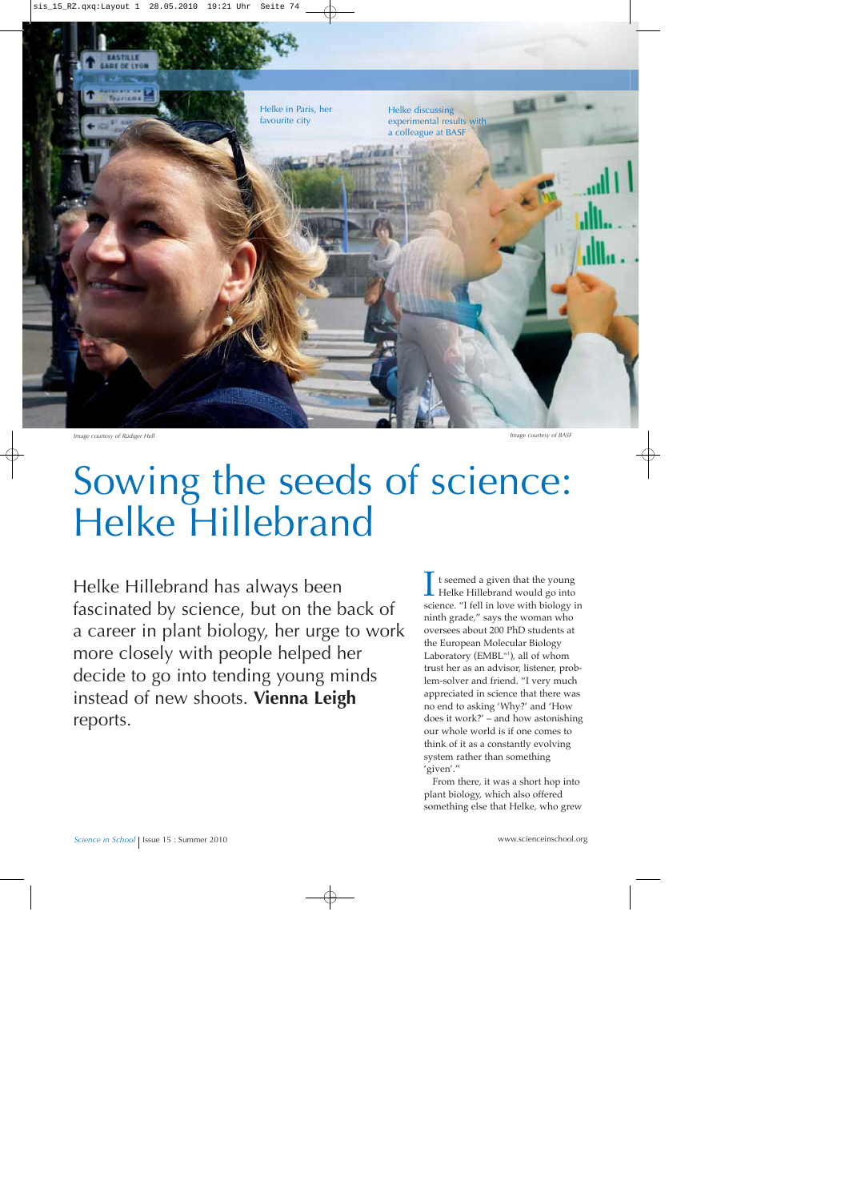Helke in Paris, her favourite city

Helke discussing experimental results with a colleague at BASF

*Image courtesy of Rüdiger Hell*

*Image courtesy of BASF*

# Sowing the seeds of science: Helke Hillebrand

Helke Hillebrand has always been fascinated by science, but on the back of a career in plant biology, her urge to work more closely with people helped her decide to go into tending young minds instead of new shoots. **Vienna Leigh** reports.

It seemed a given that the young Helke Hillebrand would go into science. "I fell in love with biology in ninth grade," says the woman who oversees about 200 PhD students at the European Molecular Biology Laboratory (EMBL[w1]), all of whom trust her as an advisor, listener, problem-solver and friend. "I very much appreciated in science that there was no end to asking 'Why?' and 'How does it work?' – and how astonishing our whole world is if one comes to think of it as a constantly evolving system rather than something 'given'."

From there, it was a short hop into plant biology, which also offered something else that Helke, who grew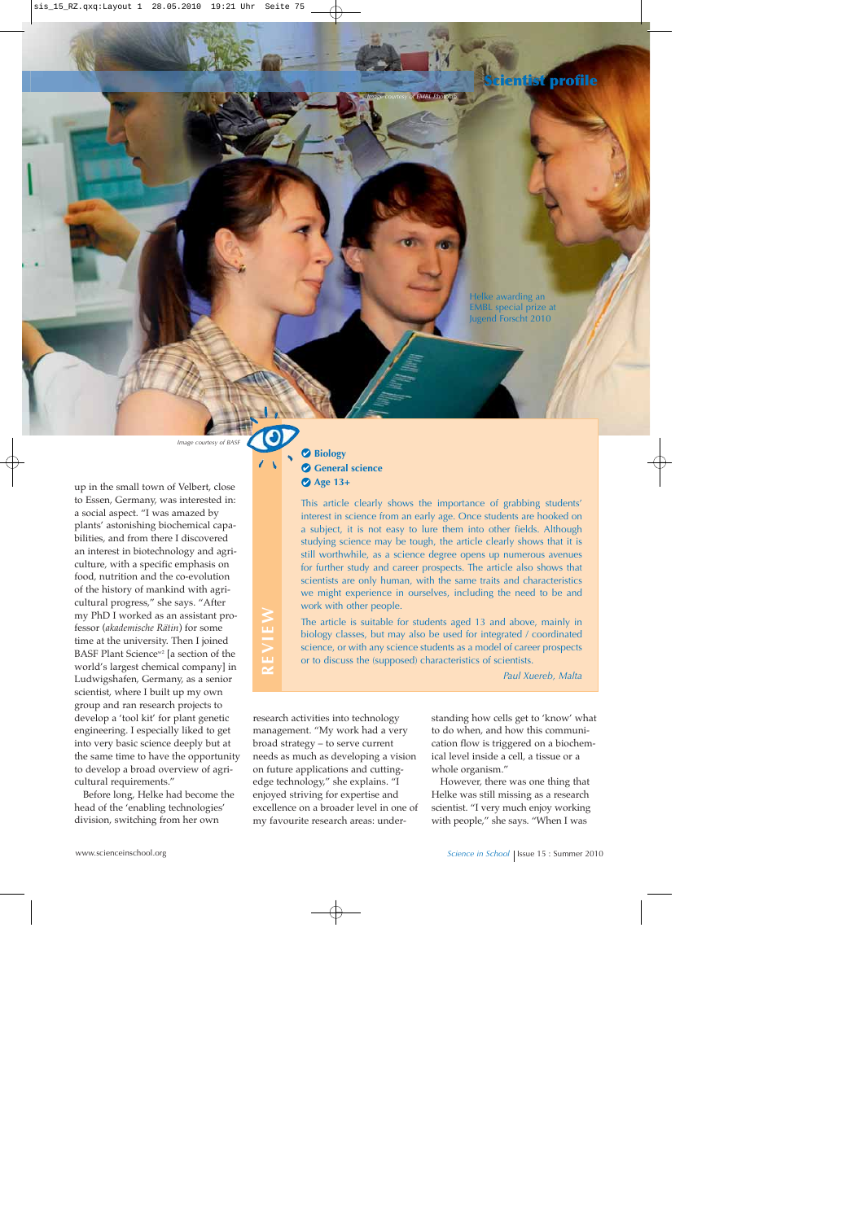Helke awarding an EMBL special prize at Jugend Forscht 2010

Image courtesy of EMBL Photolab

Image courtesy of BASF

up in the small town of Velbert, close to Essen, Germany, was interested in: a social aspect. "I was amazed by plants' astonishing biochemical capabilities, and from there I discovered an interest in biotechnology and agriculture, with a specific emphasis on food, nutrition and the co-evolution of the history of mankind with agricultural progress," she says. "After my PhD I worked as an assistant professor (*akademische Rätin*) for some time at the university. Then I joined BASF Plant Science[w2] [a section of the world's largest chemical company] in Ludwigshafen, Germany, as a senior scientist, where I built up my own group and ran research projects to develop a 'tool kit' for plant genetic engineering. I especially liked to get into very basic science deeply but at the same time to have the opportunity to develop a broad overview of agricultural requirements."

Before long, Helke had become the head of the 'enabling technologies' division, switching from her own research activities into technology management. "My work had a very broad strategy – to serve current needs as much as developing a vision on future applications and cutting-edge technology," she explains. "I enjoyed striving for expertise and excellence on a broader level in one of my favourite research areas: understanding how cells get to 'know' what to do when, and how this communication flow is triggered on a biochemical level inside a cell, a tissue or a whole organism."

However, there was one thing that Helke was still missing as a research scientist. "I very much enjoy working with people," she says. "When I was

**REVIEW**

- **Biology**
- **General science**
- **Age 13+**

This article clearly shows the importance of grabbing students' interest in science from an early age. Once students are hooked on a subject, it is not easy to lure them into other fields. Although studying science may be tough, the article clearly shows that it is still worthwhile, as a science degree opens up numerous avenues for further study and career prospects. The article also shows that scientists are only human, with the same traits and characteristics we might experience in ourselves, including the need to be and work with other people.

The article is suitable for students aged 13 and above, mainly in biology classes, but may also be used for integrated / coordinated science, or with any science students as a model of career prospects or to discuss the (supposed) characteristics of scientists.

*Paul Xuereb, Malta*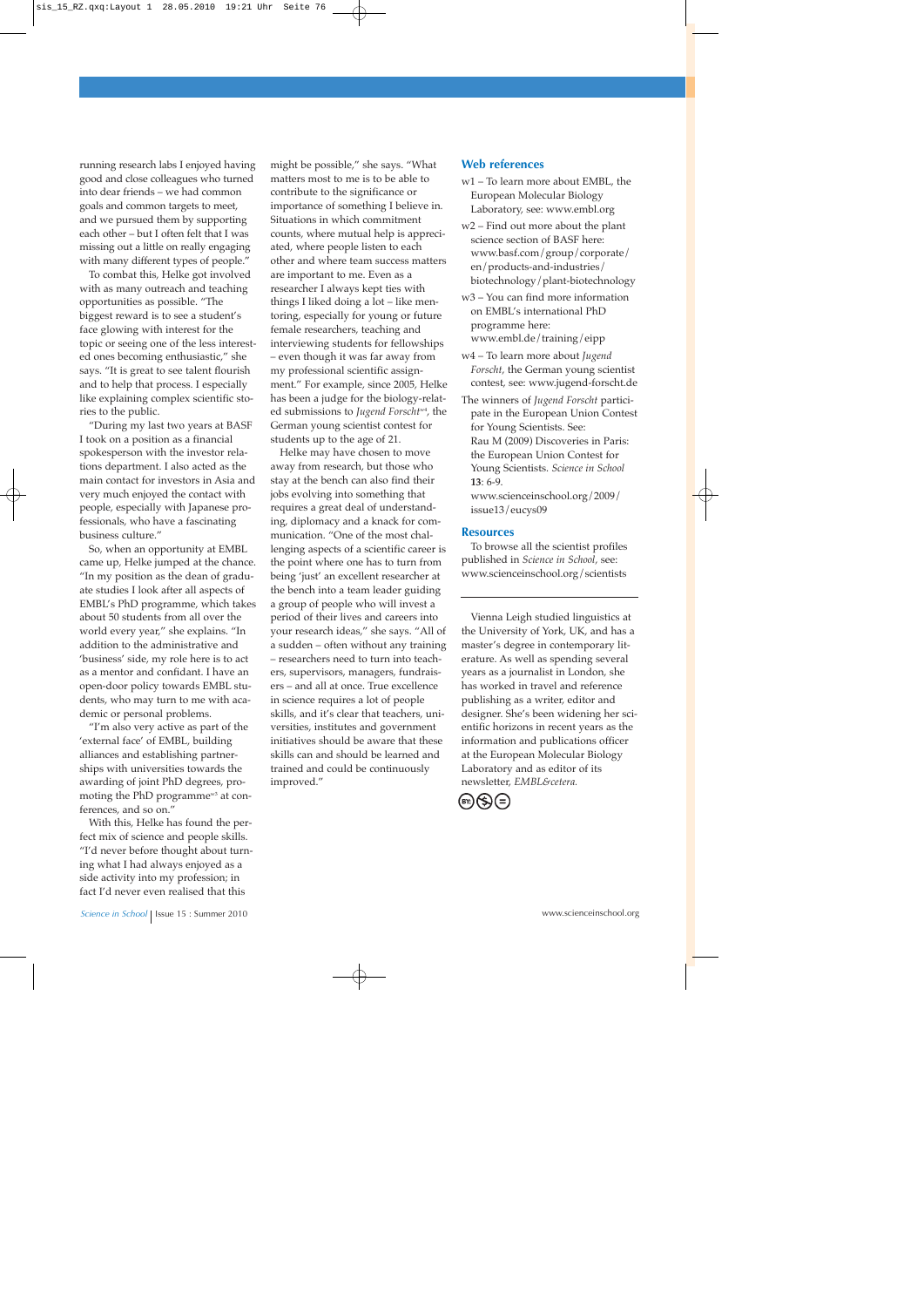running research labs I enjoyed having good and close colleagues who turned into dear friends – we had common goals and common targets to meet, and we pursued them by supporting each other – but I often felt that I was missing out a little on really engaging with many different types of people."

To combat this, Helke got involved with as many outreach and teaching opportunities as possible. "The biggest reward is to see a student's face glowing with interest for the topic or seeing one of the less interested ones becoming enthusiastic," she says. "It is great to see talent flourish and to help that process. I especially like explaining complex scientific stories to the public.

"During my last two years at BASF I took on a position as a financial spokesperson with the investor relations department. I also acted as the main contact for investors in Asia and very much enjoyed the contact with people, especially with Japanese professionals, who have a fascinating business culture."

So, when an opportunity at EMBL came up, Helke jumped at the chance. "In my position as the dean of graduate studies I look after all aspects of EMBL's PhD programme, which takes about 50 students from all over the world every year," she explains. "In addition to the administrative and 'business' side, my role here is to act as a mentor and confidant. I have an open-door policy towards EMBL students, who may turn to me with academic or personal problems.

"I'm also very active as part of the 'external face' of EMBL, building alliances and establishing partnerships with universities towards the awarding of joint PhD degrees, promoting the PhD programme[w3] at conferences, and so on."

With this, Helke has found the perfect mix of science and people skills. "I'd never before thought about turning what I had always enjoyed as a side activity into my profession; in fact I'd never even realised that this might be possible," she says. "What matters most to me is to be able to contribute to the significance or importance of something I believe in. Situations in which commitment counts, where mutual help is appreciated, where people listen to each other and where team success matters are important to me. Even as a researcher I always kept ties with things I liked doing a lot – like mentoring, especially for young or future female researchers, teaching and interviewing students for fellowships – even though it was far away from my professional scientific assignment." For example, since 2005, Helke has been a judge for the biology-related submissions to *Jugend Forscht*[w4], the German young scientist contest for students up to the age of 21.

Helke may have chosen to move away from research, but those who stay at the bench can also find their jobs evolving into something that requires a great deal of understanding, diplomacy and a knack for communication. "One of the most challenging aspects of a scientific career is the point where one has to turn from being 'just' an excellent researcher at the bench into a team leader guiding a group of people who will invest a period of their lives and careers into your research ideas," she says. "All of a sudden – often without any training – researchers need to turn into teachers, supervisors, managers, fundraisers – and all at once. True excellence in science requires a lot of people skills, and it's clear that teachers, universities, institutes and government initiatives should be aware that these skills can and should be learned and trained and could be continuously improved."

## Web references

- w1 – To learn more about EMBL, the European Molecular Biology Laboratory, see: www.embl.org
- w2 – Find out more about the plant science section of BASF here: www.basf.com/group/corporate/en/products-and-industries/biotechnology/plant-biotechnology
- w3 – You can find more information on EMBL's international PhD programme here: www.embl.de/training/eipp
- w4 – To learn more about *Jugend Forscht*, the German young scientist contest, see: www.jugend-forscht.de

The winners of *Jugend Forscht* participate in the European Union Contest for Young Scientists. See:
Rau M (2009) Discoveries in Paris: the European Union Contest for Young Scientists. *Science in School* **13**: 6-9. www.scienceinschool.org/2009/issue13/eucys09

## Resources

To browse all the scientist profiles published in *Science in School*, see: www.scienceinschool.org/scientists

---

Vienna Leigh studied linguistics at the University of York, UK, and has a master's degree in contemporary literature. As well as spending several years as a journalist in London, she has worked in travel and reference publishing as a writer, editor and designer. She's been widening her scientific horizons in recent years as the information and publications officer at the European Molecular Biology Laboratory and as editor of its newsletter, *EMBL&cetera*.